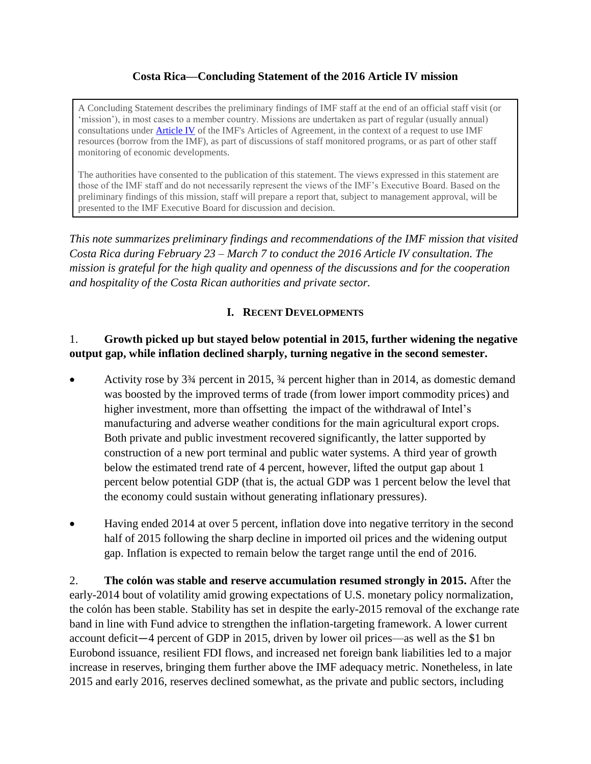# Costa Rica—Concluding Statement of the 2016 Article IV mission

> A Concluding Statement describes the preliminary findings of IMF staff at the end of an official staff visit (or 'mission'), in most cases to a member country. Missions are undertaken as part of regular (usually annual) consultations under Article IV of the IMF's Articles of Agreement, in the context of a request to use IMF resources (borrow from the IMF), as part of discussions of staff monitored programs, or as part of other staff monitoring of economic developments.
>
> The authorities have consented to the publication of this statement. The views expressed in this statement are those of the IMF staff and do not necessarily represent the views of the IMF's Executive Board. Based on the preliminary findings of this mission, staff will prepare a report that, subject to management approval, will be presented to the IMF Executive Board for discussion and decision.

*This note summarizes preliminary findings and recommendations of the IMF mission that visited Costa Rica during February 23 – March 7 to conduct the 2016 Article IV consultation. The mission is grateful for the high quality and openness of the discussions and for the cooperation and hospitality of the Costa Rican authorities and private sector.*

## I. Recent Developments

1. **Growth picked up but stayed below potential in 2015, further widening the negative output gap, while inflation declined sharply, turning negative in the second semester.**

- Activity rose by 3¾ percent in 2015, ¾ percent higher than in 2014, as domestic demand was boosted by the improved terms of trade (from lower import commodity prices) and higher investment, more than offsetting the impact of the withdrawal of Intel's manufacturing and adverse weather conditions for the main agricultural export crops. Both private and public investment recovered significantly, the latter supported by construction of a new port terminal and public water systems. A third year of growth below the estimated trend rate of 4 percent, however, lifted the output gap about 1 percent below potential GDP (that is, the actual GDP was 1 percent below the level that the economy could sustain without generating inflationary pressures).

- Having ended 2014 at over 5 percent, inflation dove into negative territory in the second half of 2015 following the sharp decline in imported oil prices and the widening output gap. Inflation is expected to remain below the target range until the end of 2016.

2. **The colón was stable and reserve accumulation resumed strongly in 2015.** After the early-2014 bout of volatility amid growing expectations of U.S. monetary policy normalization, the colón has been stable. Stability has set in despite the early-2015 removal of the exchange rate band in line with Fund advice to strengthen the inflation-targeting framework. A lower current account deficit—4 percent of GDP in 2015, driven by lower oil prices—as well as the $1 bn Eurobond issuance, resilient FDI flows, and increased net foreign bank liabilities led to a major increase in reserves, bringing them further above the IMF adequacy metric. Nonetheless, in late 2015 and early 2016, reserves declined somewhat, as the private and public sectors, including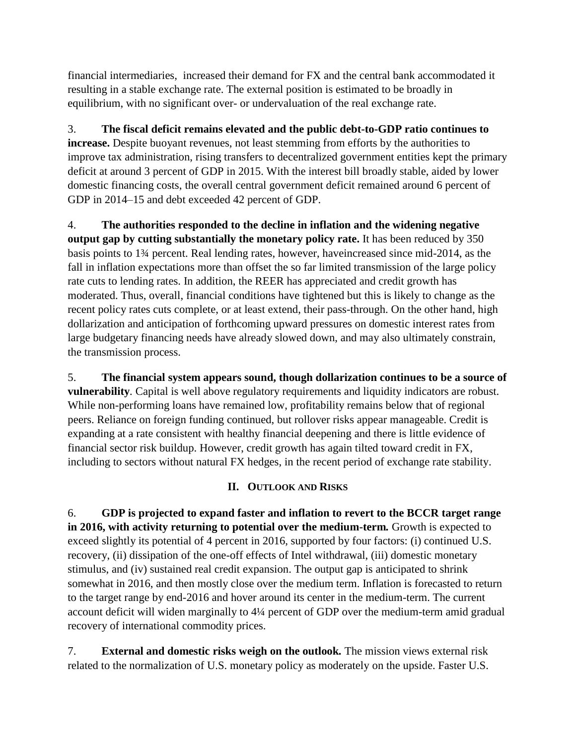financial intermediaries, increased their demand for FX and the central bank accommodated it resulting in a stable exchange rate. The external position is estimated to be broadly in equilibrium, with no significant over- or undervaluation of the real exchange rate.

3. **The fiscal deficit remains elevated and the public debt-to-GDP ratio continues to increase.** Despite buoyant revenues, not least stemming from efforts by the authorities to improve tax administration, rising transfers to decentralized government entities kept the primary deficit at around 3 percent of GDP in 2015. With the interest bill broadly stable, aided by lower domestic financing costs, the overall central government deficit remained around 6 percent of GDP in 2014–15 and debt exceeded 42 percent of GDP.

4. **The authorities responded to the decline in inflation and the widening negative output gap by cutting substantially the monetary policy rate.** It has been reduced by 350 basis points to 1¾ percent. Real lending rates, however, haveincreased since mid-2014, as the fall in inflation expectations more than offset the so far limited transmission of the large policy rate cuts to lending rates. In addition, the REER has appreciated and credit growth has moderated. Thus, overall, financial conditions have tightened but this is likely to change as the recent policy rates cuts complete, or at least extend, their pass-through. On the other hand, high dollarization and anticipation of forthcoming upward pressures on domestic interest rates from large budgetary financing needs have already slowed down, and may also ultimately constrain, the transmission process.

5. **The financial system appears sound, though dollarization continues to be a source of vulnerability**. Capital is well above regulatory requirements and liquidity indicators are robust. While non-performing loans have remained low, profitability remains below that of regional peers. Reliance on foreign funding continued, but rollover risks appear manageable. Credit is expanding at a rate consistent with healthy financial deepening and there is little evidence of financial sector risk buildup. However, credit growth has again tilted toward credit in FX, including to sectors without natural FX hedges, in the recent period of exchange rate stability.

## II. OUTLOOK AND RISKS

6. **GDP is projected to expand faster and inflation to revert to the BCCR target range in 2016, with activity returning to potential over the medium-term.** Growth is expected to exceed slightly its potential of 4 percent in 2016, supported by four factors: (i) continued U.S. recovery, (ii) dissipation of the one-off effects of Intel withdrawal, (iii) domestic monetary stimulus, and (iv) sustained real credit expansion. The output gap is anticipated to shrink somewhat in 2016, and then mostly close over the medium term. Inflation is forecasted to return to the target range by end-2016 and hover around its center in the medium-term. The current account deficit will widen marginally to 4¼ percent of GDP over the medium-term amid gradual recovery of international commodity prices.

7. **External and domestic risks weigh on the outlook.** The mission views external risk related to the normalization of U.S. monetary policy as moderately on the upside. Faster U.S.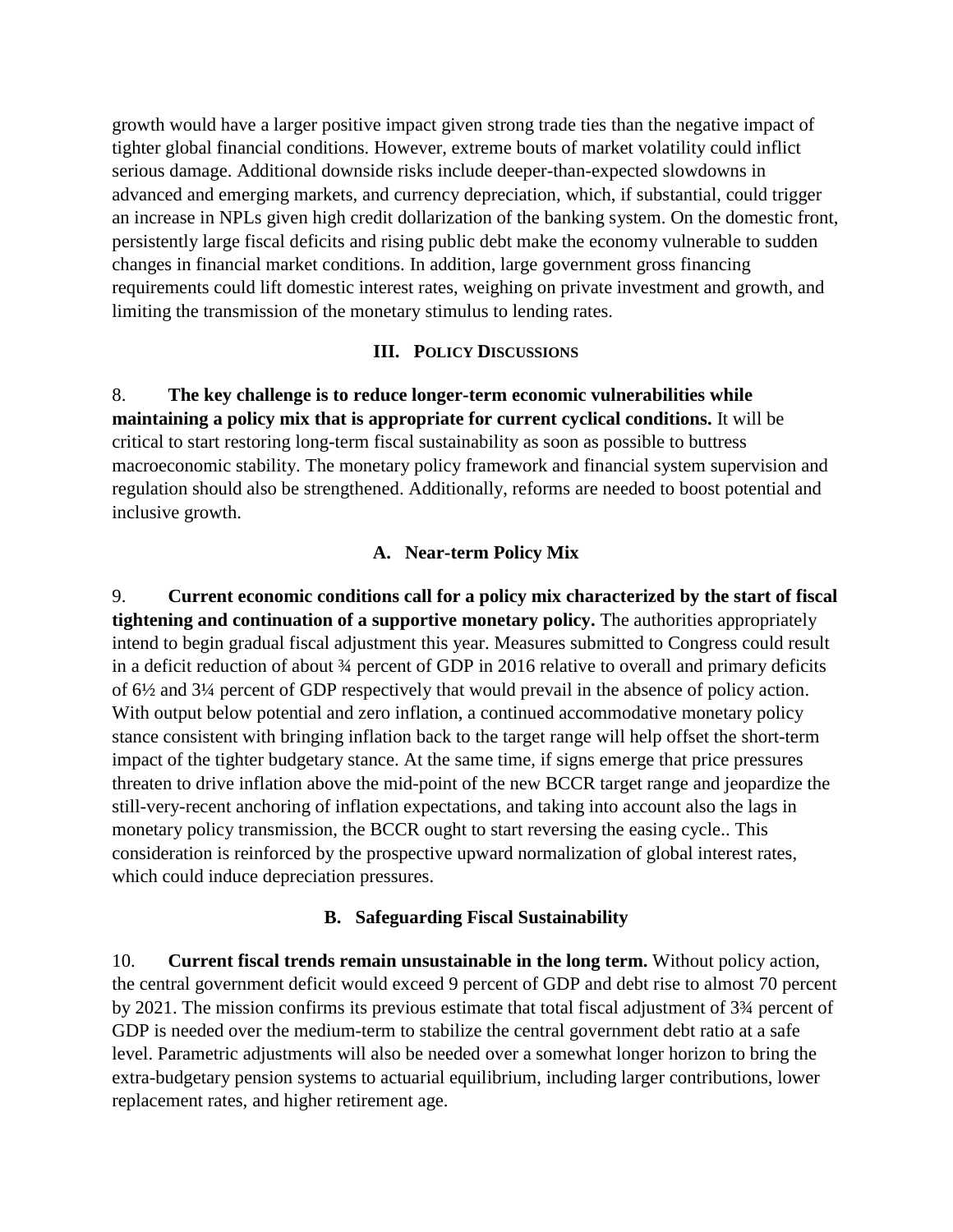growth would have a larger positive impact given strong trade ties than the negative impact of tighter global financial conditions. However, extreme bouts of market volatility could inflict serious damage. Additional downside risks include deeper-than-expected slowdowns in advanced and emerging markets, and currency depreciation, which, if substantial, could trigger an increase in NPLs given high credit dollarization of the banking system. On the domestic front, persistently large fiscal deficits and rising public debt make the economy vulnerable to sudden changes in financial market conditions. In addition, large government gross financing requirements could lift domestic interest rates, weighing on private investment and growth, and limiting the transmission of the monetary stimulus to lending rates.

## III. Policy Discussions

8. **The key challenge is to reduce longer-term economic vulnerabilities while maintaining a policy mix that is appropriate for current cyclical conditions.** It will be critical to start restoring long-term fiscal sustainability as soon as possible to buttress macroeconomic stability. The monetary policy framework and financial system supervision and regulation should also be strengthened. Additionally, reforms are needed to boost potential and inclusive growth.

### A. Near-term Policy Mix

9. **Current economic conditions call for a policy mix characterized by the start of fiscal tightening and continuation of a supportive monetary policy.** The authorities appropriately intend to begin gradual fiscal adjustment this year. Measures submitted to Congress could result in a deficit reduction of about ¾ percent of GDP in 2016 relative to overall and primary deficits of 6½ and 3¼ percent of GDP respectively that would prevail in the absence of policy action. With output below potential and zero inflation, a continued accommodative monetary policy stance consistent with bringing inflation back to the target range will help offset the short-term impact of the tighter budgetary stance. At the same time, if signs emerge that price pressures threaten to drive inflation above the mid-point of the new BCCR target range and jeopardize the still-very-recent anchoring of inflation expectations, and taking into account also the lags in monetary policy transmission, the BCCR ought to start reversing the easing cycle.. This consideration is reinforced by the prospective upward normalization of global interest rates, which could induce depreciation pressures.

### B. Safeguarding Fiscal Sustainability

10. **Current fiscal trends remain unsustainable in the long term.** Without policy action, the central government deficit would exceed 9 percent of GDP and debt rise to almost 70 percent by 2021. The mission confirms its previous estimate that total fiscal adjustment of 3¾ percent of GDP is needed over the medium-term to stabilize the central government debt ratio at a safe level. Parametric adjustments will also be needed over a somewhat longer horizon to bring the extra-budgetary pension systems to actuarial equilibrium, including larger contributions, lower replacement rates, and higher retirement age.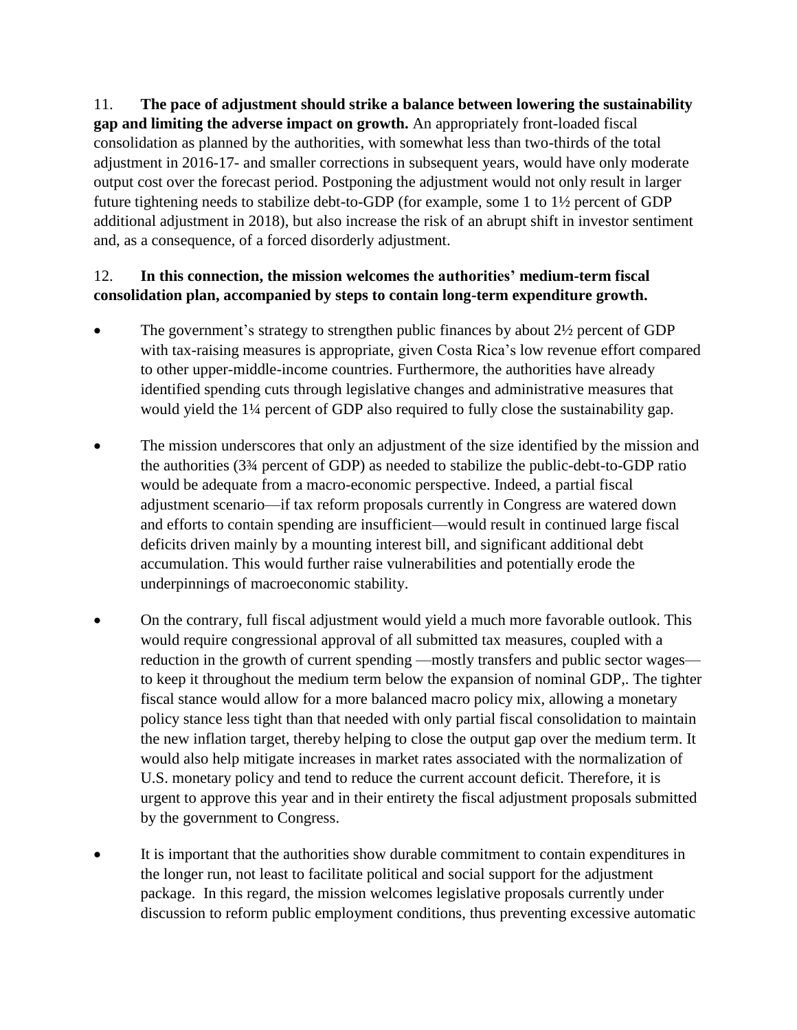11. **The pace of adjustment should strike a balance between lowering the sustainability gap and limiting the adverse impact on growth.** An appropriately front-loaded fiscal consolidation as planned by the authorities, with somewhat less than two-thirds of the total adjustment in 2016-17- and smaller corrections in subsequent years, would have only moderate output cost over the forecast period. Postponing the adjustment would not only result in larger future tightening needs to stabilize debt-to-GDP (for example, some 1 to 1½ percent of GDP additional adjustment in 2018), but also increase the risk of an abrupt shift in investor sentiment and, as a consequence, of a forced disorderly adjustment.

12. **In this connection, the mission welcomes the authorities' medium-term fiscal consolidation plan, accompanied by steps to contain long-term expenditure growth.**

- The government's strategy to strengthen public finances by about 2½ percent of GDP with tax-raising measures is appropriate, given Costa Rica's low revenue effort compared to other upper-middle-income countries. Furthermore, the authorities have already identified spending cuts through legislative changes and administrative measures that would yield the 1¼ percent of GDP also required to fully close the sustainability gap.

- The mission underscores that only an adjustment of the size identified by the mission and the authorities (3¾ percent of GDP) as needed to stabilize the public-debt-to-GDP ratio would be adequate from a macro-economic perspective. Indeed, a partial fiscal adjustment scenario—if tax reform proposals currently in Congress are watered down and efforts to contain spending are insufficient—would result in continued large fiscal deficits driven mainly by a mounting interest bill, and significant additional debt accumulation. This would further raise vulnerabilities and potentially erode the underpinnings of macroeconomic stability.

- On the contrary, full fiscal adjustment would yield a much more favorable outlook. This would require congressional approval of all submitted tax measures, coupled with a reduction in the growth of current spending —mostly transfers and public sector wages— to keep it throughout the medium term below the expansion of nominal GDP,. The tighter fiscal stance would allow for a more balanced macro policy mix, allowing a monetary policy stance less tight than that needed with only partial fiscal consolidation to maintain the new inflation target, thereby helping to close the output gap over the medium term. It would also help mitigate increases in market rates associated with the normalization of U.S. monetary policy and tend to reduce the current account deficit. Therefore, it is urgent to approve this year and in their entirety the fiscal adjustment proposals submitted by the government to Congress.

- It is important that the authorities show durable commitment to contain expenditures in the longer run, not least to facilitate political and social support for the adjustment package. In this regard, the mission welcomes legislative proposals currently under discussion to reform public employment conditions, thus preventing excessive automatic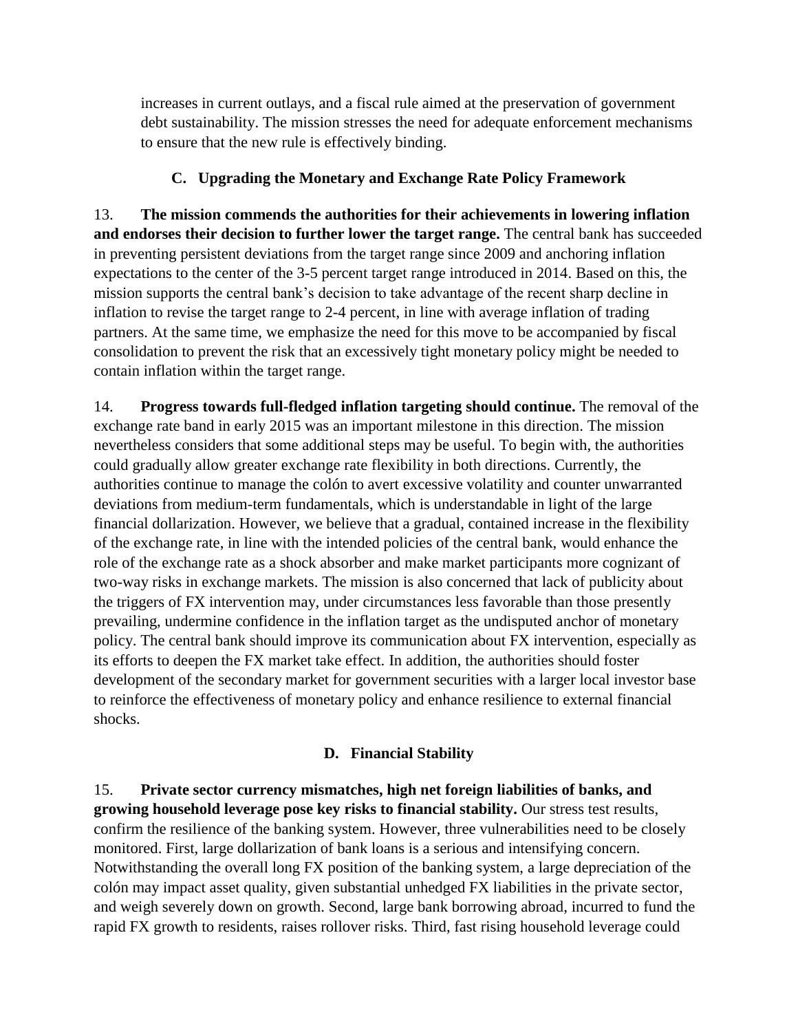increases in current outlays, and a fiscal rule aimed at the preservation of government debt sustainability. The mission stresses the need for adequate enforcement mechanisms to ensure that the new rule is effectively binding.

### C. Upgrading the Monetary and Exchange Rate Policy Framework

13. **The mission commends the authorities for their achievements in lowering inflation and endorses their decision to further lower the target range.** The central bank has succeeded in preventing persistent deviations from the target range since 2009 and anchoring inflation expectations to the center of the 3-5 percent target range introduced in 2014. Based on this, the mission supports the central bank's decision to take advantage of the recent sharp decline in inflation to revise the target range to 2-4 percent, in line with average inflation of trading partners. At the same time, we emphasize the need for this move to be accompanied by fiscal consolidation to prevent the risk that an excessively tight monetary policy might be needed to contain inflation within the target range.

14. **Progress towards full-fledged inflation targeting should continue.** The removal of the exchange rate band in early 2015 was an important milestone in this direction. The mission nevertheless considers that some additional steps may be useful. To begin with, the authorities could gradually allow greater exchange rate flexibility in both directions. Currently, the authorities continue to manage the colón to avert excessive volatility and counter unwarranted deviations from medium-term fundamentals, which is understandable in light of the large financial dollarization. However, we believe that a gradual, contained increase in the flexibility of the exchange rate, in line with the intended policies of the central bank, would enhance the role of the exchange rate as a shock absorber and make market participants more cognizant of two-way risks in exchange markets. The mission is also concerned that lack of publicity about the triggers of FX intervention may, under circumstances less favorable than those presently prevailing, undermine confidence in the inflation target as the undisputed anchor of monetary policy. The central bank should improve its communication about FX intervention, especially as its efforts to deepen the FX market take effect. In addition, the authorities should foster development of the secondary market for government securities with a larger local investor base to reinforce the effectiveness of monetary policy and enhance resilience to external financial shocks.

### D. Financial Stability

15. **Private sector currency mismatches, high net foreign liabilities of banks, and growing household leverage pose key risks to financial stability.** Our stress test results, confirm the resilience of the banking system. However, three vulnerabilities need to be closely monitored. First, large dollarization of bank loans is a serious and intensifying concern. Notwithstanding the overall long FX position of the banking system, a large depreciation of the colón may impact asset quality, given substantial unhedged FX liabilities in the private sector, and weigh severely down on growth. Second, large bank borrowing abroad, incurred to fund the rapid FX growth to residents, raises rollover risks. Third, fast rising household leverage could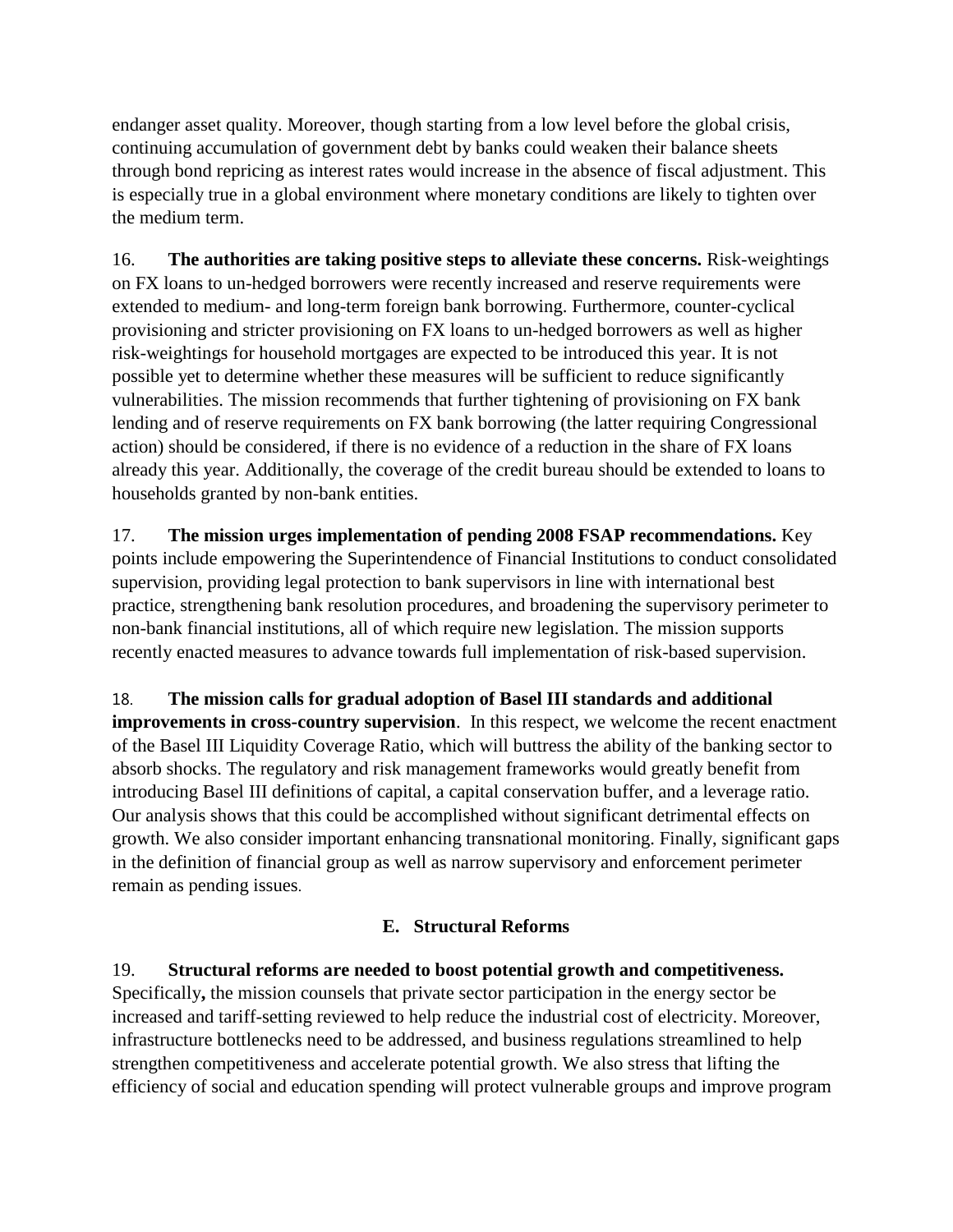endanger asset quality. Moreover, though starting from a low level before the global crisis, continuing accumulation of government debt by banks could weaken their balance sheets through bond repricing as interest rates would increase in the absence of fiscal adjustment. This is especially true in a global environment where monetary conditions are likely to tighten over the medium term.

16. **The authorities are taking positive steps to alleviate these concerns.** Risk-weightings on FX loans to un-hedged borrowers were recently increased and reserve requirements were extended to medium- and long-term foreign bank borrowing. Furthermore, counter-cyclical provisioning and stricter provisioning on FX loans to un-hedged borrowers as well as higher risk-weightings for household mortgages are expected to be introduced this year. It is not possible yet to determine whether these measures will be sufficient to reduce significantly vulnerabilities. The mission recommends that further tightening of provisioning on FX bank lending and of reserve requirements on FX bank borrowing (the latter requiring Congressional action) should be considered, if there is no evidence of a reduction in the share of FX loans already this year. Additionally, the coverage of the credit bureau should be extended to loans to households granted by non-bank entities.

17. **The mission urges implementation of pending 2008 FSAP recommendations.** Key points include empowering the Superintendence of Financial Institutions to conduct consolidated supervision, providing legal protection to bank supervisors in line with international best practice, strengthening bank resolution procedures, and broadening the supervisory perimeter to non-bank financial institutions, all of which require new legislation. The mission supports recently enacted measures to advance towards full implementation of risk-based supervision.

18. **The mission calls for gradual adoption of Basel III standards and additional improvements in cross-country supervision**. In this respect, we welcome the recent enactment of the Basel III Liquidity Coverage Ratio, which will buttress the ability of the banking sector to absorb shocks. The regulatory and risk management frameworks would greatly benefit from introducing Basel III definitions of capital, a capital conservation buffer, and a leverage ratio. Our analysis shows that this could be accomplished without significant detrimental effects on growth. We also consider important enhancing transnational monitoring. Finally, significant gaps in the definition of financial group as well as narrow supervisory and enforcement perimeter remain as pending issues.

## E. Structural Reforms

19. **Structural reforms are needed to boost potential growth and competitiveness.** Specifically**,** the mission counsels that private sector participation in the energy sector be increased and tariff-setting reviewed to help reduce the industrial cost of electricity. Moreover, infrastructure bottlenecks need to be addressed, and business regulations streamlined to help strengthen competitiveness and accelerate potential growth. We also stress that lifting the efficiency of social and education spending will protect vulnerable groups and improve program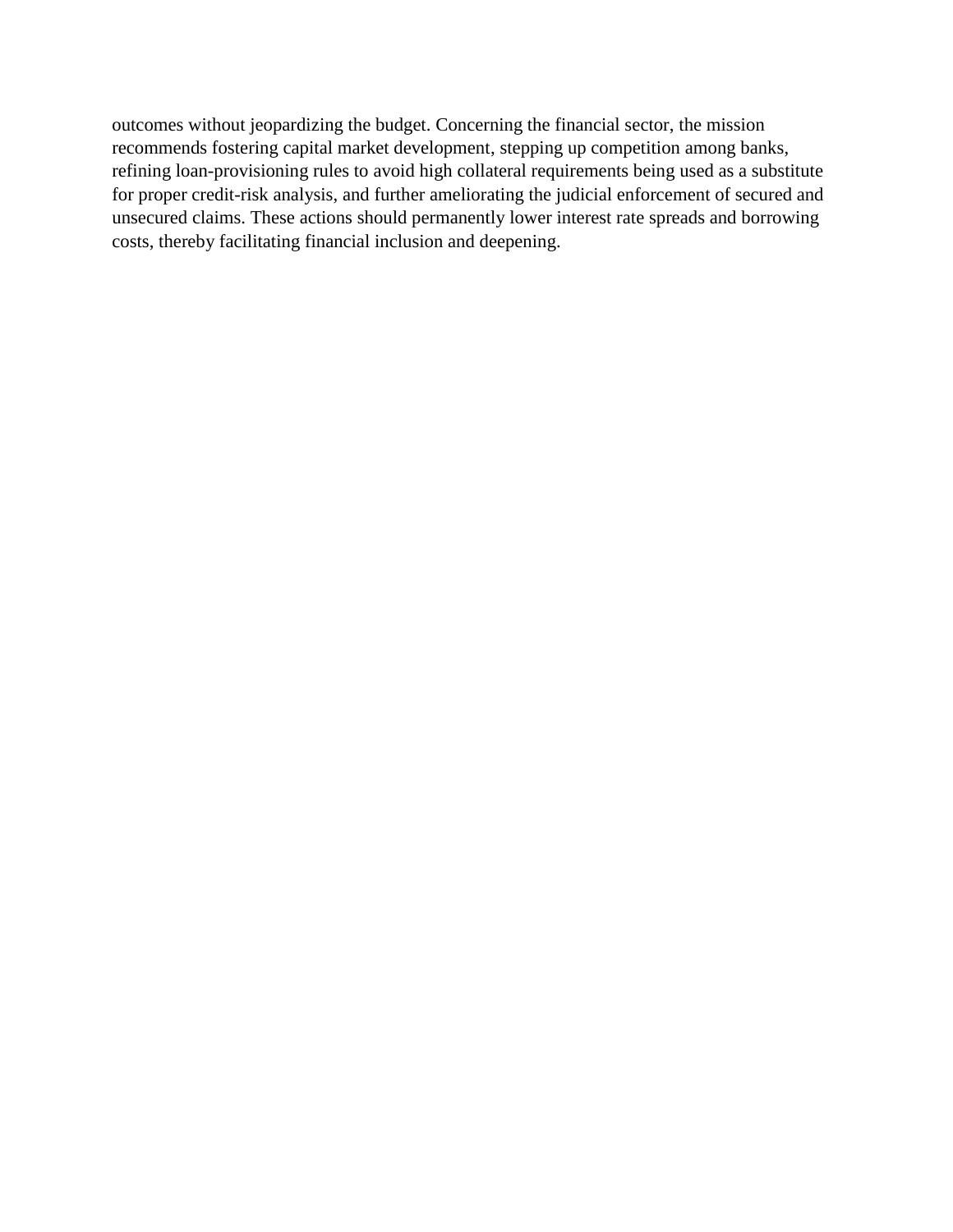outcomes without jeopardizing the budget. Concerning the financial sector, the mission recommends fostering capital market development, stepping up competition among banks, refining loan-provisioning rules to avoid high collateral requirements being used as a substitute for proper credit-risk analysis, and further ameliorating the judicial enforcement of secured and unsecured claims. These actions should permanently lower interest rate spreads and borrowing costs, thereby facilitating financial inclusion and deepening.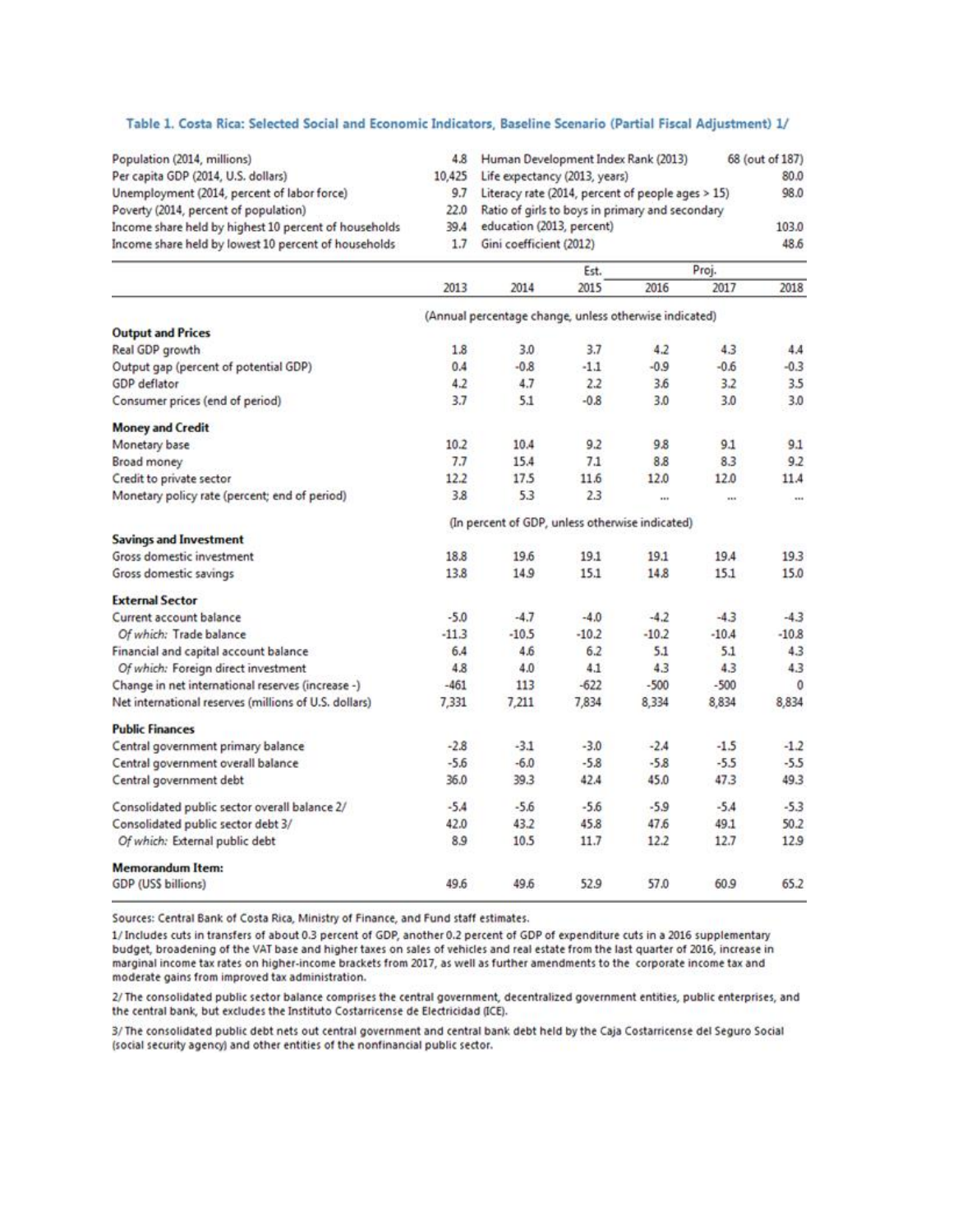### Table 1. Costa Rica: Selected Social and Economic Indicators, Baseline Scenario (Partial Fiscal Adjustment) 1/

| | | | |
|---|---|---|---|
| Population (2014, millions) | 4.8 | Human Development Index Rank (2013) | 68 (out of 187) |
| Per capita GDP (2014, U.S. dollars) | 10,425 | Life expectancy (2013, years) | 80.0 |
| Unemployment (2014, percent of labor force) | 9.7 | Literacy rate (2014, percent of people ages > 15) | 98.0 |
| Poverty (2014, percent of population) | 22.0 | Ratio of girls to boys in primary and secondary education (2013, percent) | 103.0 |
| Income share held by highest 10 percent of households | 39.4 | | |
| Income share held by lowest 10 percent of households | 1.7 | Gini coefficient (2012) | 48.6 |

| | | | Est. | Proj. | | |
|---|---|---|---|---|---|---|
| | 2013 | 2014 | 2015 | 2016 | 2017 | 2018 |
| | (Annual percentage change, unless otherwise indicated) | | | | | |
| **Output and Prices** | | | | | | |
| Real GDP growth | 1.8 | 3.0 | 3.7 | 4.2 | 4.3 | 4.4 |
| Output gap (percent of potential GDP) | 0.4 | -0.8 | -1.1 | -0.9 | -0.6 | -0.3 |
| GDP deflator | 4.2 | 4.7 | 2.2 | 3.6 | 3.2 | 3.5 |
| Consumer prices (end of period) | 3.7 | 5.1 | -0.8 | 3.0 | 3.0 | 3.0 |
| **Money and Credit** | | | | | | |
| Monetary base | 10.2 | 10.4 | 9.2 | 9.8 | 9.1 | 9.1 |
| Broad money | 7.7 | 15.4 | 7.1 | 8.8 | 8.3 | 9.2 |
| Credit to private sector | 12.2 | 17.5 | 11.6 | 12.0 | 12.0 | 11.4 |
| Monetary policy rate (percent; end of period) | 3.8 | 5.3 | 2.3 | ... | ... | ... |
| | (In percent of GDP, unless otherwise indicated) | | | | | |
| **Savings and Investment** | | | | | | |
| Gross domestic investment | 18.8 | 19.6 | 19.1 | 19.1 | 19.4 | 19.3 |
| Gross domestic savings | 13.8 | 14.9 | 15.1 | 14.8 | 15.1 | 15.0 |
| **External Sector** | | | | | | |
| Current account balance | -5.0 | -4.7 | -4.0 | -4.2 | -4.3 | -4.3 |
| *Of which:* Trade balance | -11.3 | -10.5 | -10.2 | -10.2 | -10.4 | -10.8 |
| Financial and capital account balance | 6.4 | 4.6 | 6.2 | 5.1 | 5.1 | 4.3 |
| *Of which:* Foreign direct investment | 4.8 | 4.0 | 4.1 | 4.3 | 4.3 | 4.3 |
| Change in net international reserves (increase -) | -461 | 113 | -622 | -500 | -500 | 0 |
| Net international reserves (millions of U.S. dollars) | 7,331 | 7,211 | 7,834 | 8,334 | 8,834 | 8,834 |
| **Public Finances** | | | | | | |
| Central government primary balance | -2.8 | -3.1 | -3.0 | -2.4 | -1.5 | -1.2 |
| Central government overall balance | -5.6 | -6.0 | -5.8 | -5.8 | -5.5 | -5.5 |
| Central government debt | 36.0 | 39.3 | 42.4 | 45.0 | 47.3 | 49.3 |
| Consolidated public sector overall balance 2/ | -5.4 | -5.6 | -5.6 | -5.9 | -5.4 | -5.3 |
| Consolidated public sector debt 3/ | 42.0 | 43.2 | 45.8 | 47.6 | 49.1 | 50.2 |
| *Of which:* External public debt | 8.9 | 10.5 | 11.7 | 12.2 | 12.7 | 12.9 |
| **Memorandum Item:** | | | | | | |
| GDP (US$ billions) | 49.6 | 49.6 | 52.9 | 57.0 | 60.9 | 65.2 |

Sources: Central Bank of Costa Rica, Ministry of Finance, and Fund staff estimates.

1/ Includes cuts in transfers of about 0.3 percent of GDP, another 0.2 percent of GDP of expenditure cuts in a 2016 supplementary budget, broadening of the VAT base and higher taxes on sales of vehicles and real estate from the last quarter of 2016, increase in marginal income tax rates on higher-income brackets from 2017, as well as further amendments to the corporate income tax and moderate gains from improved tax administration.

2/ The consolidated public sector balance comprises the central government, decentralized government entities, public enterprises, and the central bank, but excludes the Instituto Costarricense de Electricidad (ICE).

3/ The consolidated public debt nets out central government and central bank debt held by the Caja Costarricense del Seguro Social (social security agency) and other entities of the nonfinancial public sector.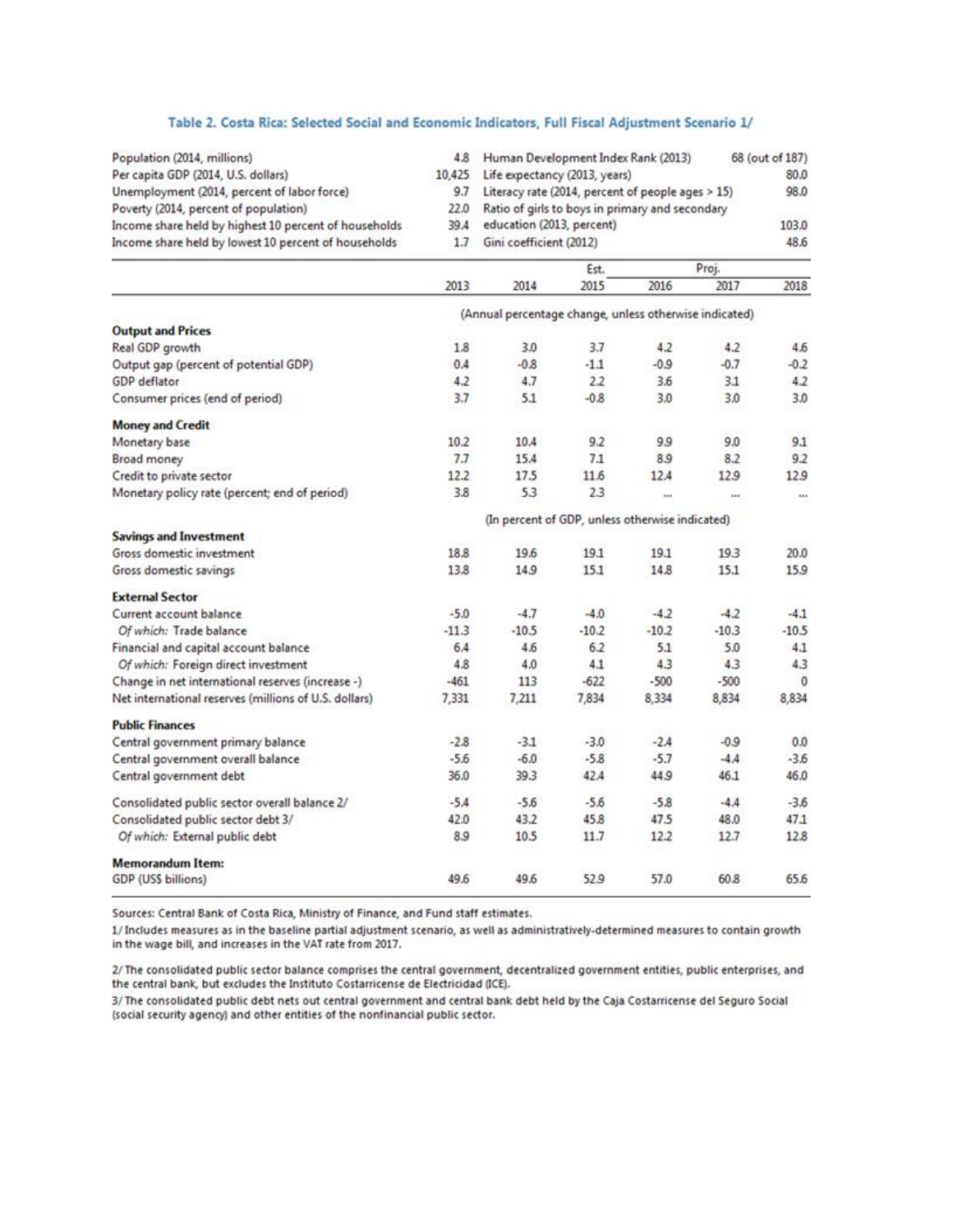## Table 2. Costa Rica: Selected Social and Economic Indicators, Full Fiscal Adjustment Scenario 1/

| | | | |
|---|---|---|---|
| Population (2014, millions) | 4.8 | Human Development Index Rank (2013) | 68 (out of 187) |
| Per capita GDP (2014, U.S. dollars) | 10,425 | Life expectancy (2013, years) | 80.0 |
| Unemployment (2014, percent of labor force) | 9.7 | Literacy rate (2014, percent of people ages > 15) | 98.0 |
| Poverty (2014, percent of population) | 22.0 | Ratio of girls to boys in primary and secondary | |
| Income share held by highest 10 percent of households | 39.4 | education (2013, percent) | 103.0 |
| Income share held by lowest 10 percent of households | 1.7 | Gini coefficient (2012) | 48.6 |

| | | | Est. | | Proj. | |
|---|---|---|---|---|---|---|
| | 2013 | 2014 | 2015 | 2016 | 2017 | 2018 |
| | (Annual percentage change, unless otherwise indicated) | | | | | |
| **Output and Prices** | | | | | | |
| Real GDP growth | 1.8 | 3.0 | 3.7 | 4.2 | 4.2 | 4.6 |
| Output gap (percent of potential GDP) | 0.4 | -0.8 | -1.1 | -0.9 | -0.7 | -0.2 |
| GDP deflator | 4.2 | 4.7 | 2.2 | 3.6 | 3.1 | 4.2 |
| Consumer prices (end of period) | 3.7 | 5.1 | -0.8 | 3.0 | 3.0 | 3.0 |
| **Money and Credit** | | | | | | |
| Monetary base | 10.2 | 10.4 | 9.2 | 9.9 | 9.0 | 9.1 |
| Broad money | 7.7 | 15.4 | 7.1 | 8.9 | 8.2 | 9.2 |
| Credit to private sector | 12.2 | 17.5 | 11.6 | 12.4 | 12.9 | 12.9 |
| Monetary policy rate (percent; end of period) | 3.8 | 5.3 | 2.3 | ... | ... | ... |
| | (In percent of GDP, unless otherwise indicated) | | | | | |
| **Savings and Investment** | | | | | | |
| Gross domestic investment | 18.8 | 19.6 | 19.1 | 19.1 | 19.3 | 20.0 |
| Gross domestic savings | 13.8 | 14.9 | 15.1 | 14.8 | 15.1 | 15.9 |
| **External Sector** | | | | | | |
| Current account balance | -5.0 | -4.7 | -4.0 | -4.2 | -4.2 | -4.1 |
| *Of which:* Trade balance | -11.3 | -10.5 | -10.2 | -10.2 | -10.3 | -10.5 |
| Financial and capital account balance | 6.4 | 4.6 | 6.2 | 5.1 | 5.0 | 4.1 |
| *Of which:* Foreign direct investment | 4.8 | 4.0 | 4.1 | 4.3 | 4.3 | 4.3 |
| Change in net international reserves (increase -) | -461 | 113 | -622 | -500 | -500 | 0 |
| Net international reserves (millions of U.S. dollars) | 7,331 | 7,211 | 7,834 | 8,334 | 8,834 | 8,834 |
| **Public Finances** | | | | | | |
| Central government primary balance | -2.8 | -3.1 | -3.0 | -2.4 | -0.9 | 0.0 |
| Central government overall balance | -5.6 | -6.0 | -5.8 | -5.7 | -4.4 | -3.6 |
| Central government debt | 36.0 | 39.3 | 42.4 | 44.9 | 46.1 | 46.0 |
| Consolidated public sector overall balance 2/ | -5.4 | -5.6 | -5.6 | -5.8 | -4.4 | -3.6 |
| Consolidated public sector debt 3/ | 42.0 | 43.2 | 45.8 | 47.5 | 48.0 | 47.1 |
| *Of which:* External public debt | 8.9 | 10.5 | 11.7 | 12.2 | 12.7 | 12.8 |
| **Memorandum Item:** | | | | | | |
| GDP (US$ billions) | 49.6 | 49.6 | 52.9 | 57.0 | 60.8 | 65.6 |

Sources: Central Bank of Costa Rica, Ministry of Finance, and Fund staff estimates.

1/ Includes measures as in the baseline partial adjustment scenario, as well as administratively-determined measures to contain growth in the wage bill, and increases in the VAT rate from 2017.

2/ The consolidated public sector balance comprises the central government, decentralized government entities, public enterprises, and the central bank, but excludes the Instituto Costarricense de Electricidad (ICE).

3/ The consolidated public debt nets out central government and central bank debt held by the Caja Costarricense del Seguro Social (social security agency) and other entities of the nonfinancial public sector.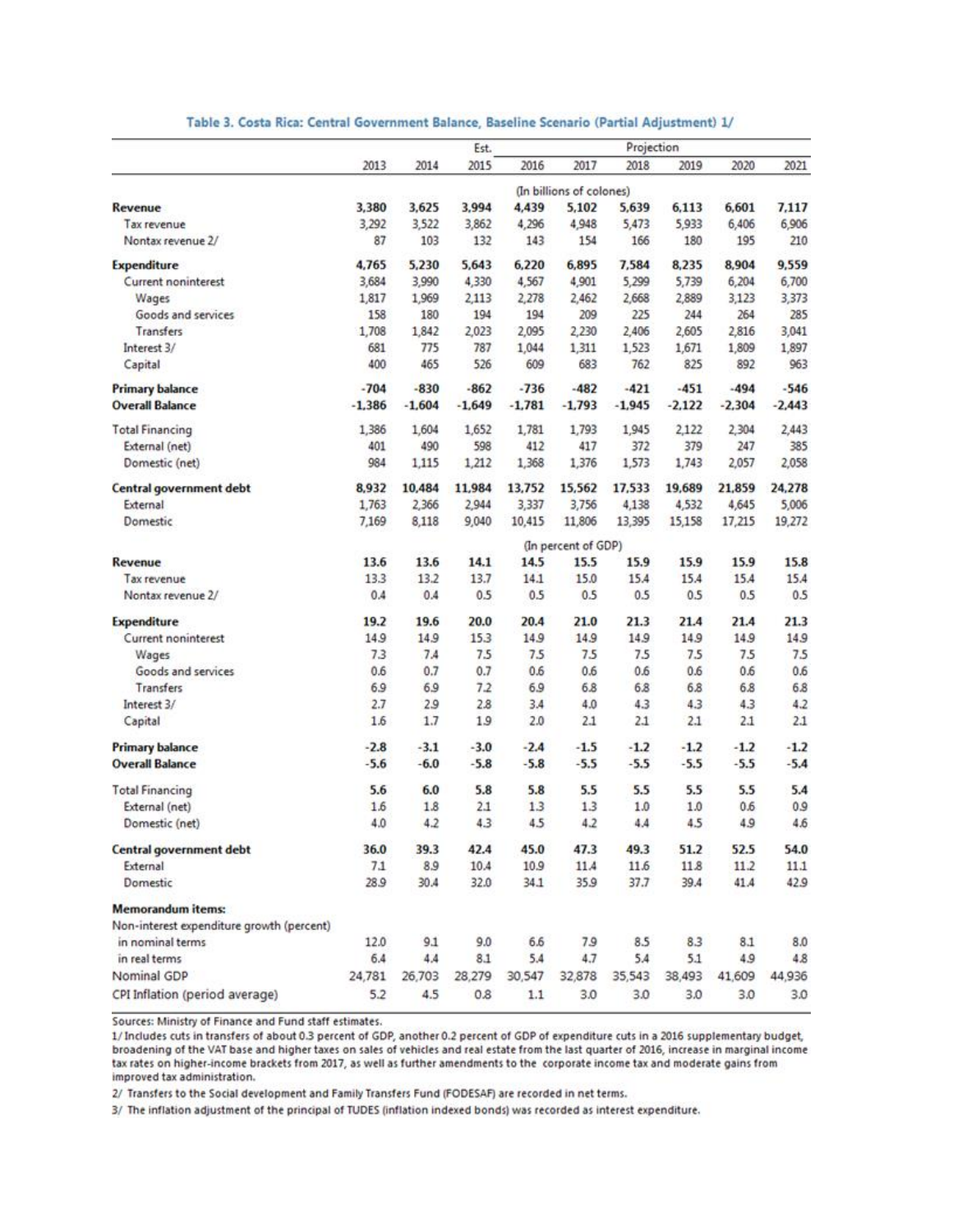**Table 3. Costa Rica: Central Government Balance, Baseline Scenario (Partial Adjustment) 1/**

| | 2013 | 2014 | Est. 2015 | Projection 2016 | 2017 | 2018 | 2019 | 2020 | 2021 |
|---|---|---|---|---|---|---|---|---|---|
| | (In billions of colones) | | | | | | | | |
| **Revenue** | **3,380** | **3,625** | **3,994** | **4,439** | **5,102** | **5,639** | **6,113** | **6,601** | **7,117** |
| Tax revenue | 3,292 | 3,522 | 3,862 | 4,296 | 4,948 | 5,473 | 5,933 | 6,406 | 6,906 |
| Nontax revenue 2/ | 87 | 103 | 132 | 143 | 154 | 166 | 180 | 195 | 210 |
| **Expenditure** | **4,765** | **5,230** | **5,643** | **6,220** | **6,895** | **7,584** | **8,235** | **8,904** | **9,559** |
| Current noninterest | 3,684 | 3,990 | 4,330 | 4,567 | 4,901 | 5,299 | 5,739 | 6,204 | 6,700 |
| Wages | 1,817 | 1,969 | 2,113 | 2,278 | 2,462 | 2,668 | 2,889 | 3,123 | 3,373 |
| Goods and services | 158 | 180 | 194 | 194 | 209 | 225 | 244 | 264 | 285 |
| Transfers | 1,708 | 1,842 | 2,023 | 2,095 | 2,230 | 2,406 | 2,605 | 2,816 | 3,041 |
| Interest 3/ | 681 | 775 | 787 | 1,044 | 1,311 | 1,523 | 1,671 | 1,809 | 1,897 |
| Capital | 400 | 465 | 526 | 609 | 683 | 762 | 825 | 892 | 963 |
| **Primary balance** | **-704** | **-830** | **-862** | **-736** | **-482** | **-421** | **-451** | **-494** | **-546** |
| **Overall Balance** | **-1,386** | **-1,604** | **-1,649** | **-1,781** | **-1,793** | **-1,945** | **-2,122** | **-2,304** | **-2,443** |
| Total Financing | 1,386 | 1,604 | 1,652 | 1,781 | 1,793 | 1,945 | 2,122 | 2,304 | 2,443 |
| External (net) | 401 | 490 | 598 | 412 | 417 | 372 | 379 | 247 | 385 |
| Domestic (net) | 984 | 1,115 | 1,212 | 1,368 | 1,376 | 1,573 | 1,743 | 2,057 | 2,058 |
| **Central government debt** | **8,932** | **10,484** | **11,984** | **13,752** | **15,562** | **17,533** | **19,689** | **21,859** | **24,278** |
| External | 1,763 | 2,366 | 2,944 | 3,337 | 3,756 | 4,138 | 4,532 | 4,645 | 5,006 |
| Domestic | 7,169 | 8,118 | 9,040 | 10,415 | 11,806 | 13,395 | 15,158 | 17,215 | 19,272 |
| | (In percent of GDP) | | | | | | | | |
| **Revenue** | **13.6** | **13.6** | **14.1** | **14.5** | **15.5** | **15.9** | **15.9** | **15.9** | **15.8** |
| Tax revenue | 13.3 | 13.2 | 13.7 | 14.1 | 15.0 | 15.4 | 15.4 | 15.4 | 15.4 |
| Nontax revenue 2/ | 0.4 | 0.4 | 0.5 | 0.5 | 0.5 | 0.5 | 0.5 | 0.5 | 0.5 |
| **Expenditure** | **19.2** | **19.6** | **20.0** | **20.4** | **21.0** | **21.3** | **21.4** | **21.4** | **21.3** |
| Current noninterest | 14.9 | 14.9 | 15.3 | 14.9 | 14.9 | 14.9 | 14.9 | 14.9 | 14.9 |
| Wages | 7.3 | 7.4 | 7.5 | 7.5 | 7.5 | 7.5 | 7.5 | 7.5 | 7.5 |
| Goods and services | 0.6 | 0.7 | 0.7 | 0.6 | 0.6 | 0.6 | 0.6 | 0.6 | 0.6 |
| Transfers | 6.9 | 6.9 | 7.2 | 6.9 | 6.8 | 6.8 | 6.8 | 6.8 | 6.8 |
| Interest 3/ | 2.7 | 2.9 | 2.8 | 3.4 | 4.0 | 4.3 | 4.3 | 4.3 | 4.2 |
| Capital | 1.6 | 1.7 | 1.9 | 2.0 | 2.1 | 2.1 | 2.1 | 2.1 | 2.1 |
| **Primary balance** | **-2.8** | **-3.1** | **-3.0** | **-2.4** | **-1.5** | **-1.2** | **-1.2** | **-1.2** | **-1.2** |
| **Overall Balance** | **-5.6** | **-6.0** | **-5.8** | **-5.8** | **-5.5** | **-5.5** | **-5.5** | **-5.5** | **-5.4** |
| Total Financing | 5.6 | 6.0 | 5.8 | 5.8 | 5.5 | 5.5 | 5.5 | 5.5 | 5.4 |
| External (net) | 1.6 | 1.8 | 2.1 | 1.3 | 1.3 | 1.0 | 1.0 | 0.6 | 0.9 |
| Domestic (net) | 4.0 | 4.2 | 4.3 | 4.5 | 4.2 | 4.4 | 4.5 | 4.9 | 4.6 |
| **Central government debt** | **36.0** | **39.3** | **42.4** | **45.0** | **47.3** | **49.3** | **51.2** | **52.5** | **54.0** |
| External | 7.1 | 8.9 | 10.4 | 10.9 | 11.4 | 11.6 | 11.8 | 11.2 | 11.1 |
| Domestic | 28.9 | 30.4 | 32.0 | 34.1 | 35.9 | 37.7 | 39.4 | 41.4 | 42.9 |
| **Memorandum items:** | | | | | | | | | |
| Non-interest expenditure growth (percent) | | | | | | | | | |
| in nominal terms | 12.0 | 9.1 | 9.0 | 6.6 | 7.9 | 8.5 | 8.3 | 8.1 | 8.0 |
| in real terms | 6.4 | 4.4 | 8.1 | 5.4 | 4.7 | 5.4 | 5.1 | 4.9 | 4.8 |
| Nominal GDP | 24,781 | 26,703 | 28,279 | 30,547 | 32,878 | 35,543 | 38,493 | 41,609 | 44,936 |
| CPI Inflation (period average) | 5.2 | 4.5 | 0.8 | 1.1 | 3.0 | 3.0 | 3.0 | 3.0 | 3.0 |

Sources: Ministry of Finance and Fund staff estimates.

1/ Includes cuts in transfers of about 0.3 percent of GDP, another 0.2 percent of GDP of expenditure cuts in a 2016 supplementary budget, broadening of the VAT base and higher taxes on sales of vehicles and real estate from the last quarter of 2016, increase in marginal income tax rates on higher-income brackets from 2017, as well as further amendments to the corporate income tax and moderate gains from improved tax administration.

2/ Transfers to the Social development and Family Transfers Fund (FODESAF) are recorded in net terms.

3/ The inflation adjustment of the principal of TUDES (inflation indexed bonds) was recorded as interest expenditure.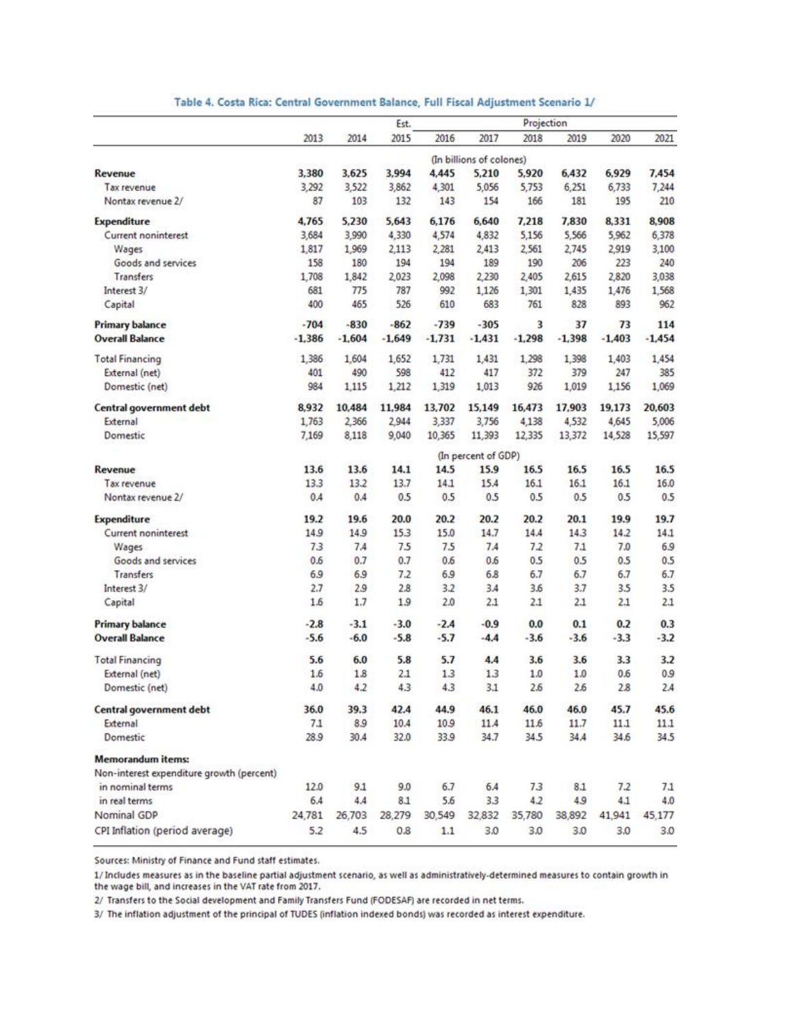### Table 4. Costa Rica: Central Government Balance, Full Fiscal Adjustment Scenario 1/

| | 2013 | 2014 | Est. 2015 | Projection 2016 | 2017 | 2018 | 2019 | 2020 | 2021 |
|---|---|---|---|---|---|---|---|---|---|
| | | | | (In billions of colones) | | | | | |
| **Revenue** | **3,380** | **3,625** | **3,994** | **4,445** | **5,210** | **5,920** | **6,432** | **6,929** | **7,454** |
| Tax revenue | 3,292 | 3,522 | 3,862 | 4,301 | 5,056 | 5,753 | 6,251 | 6,733 | 7,244 |
| Nontax revenue 2/ | 87 | 103 | 132 | 143 | 154 | 166 | 181 | 195 | 210 |
| **Expenditure** | **4,765** | **5,230** | **5,643** | **6,176** | **6,640** | **7,218** | **7,830** | **8,331** | **8,908** |
| Current noninterest | 3,684 | 3,990 | 4,330 | 4,574 | 4,832 | 5,156 | 5,566 | 5,962 | 6,378 |
| Wages | 1,817 | 1,969 | 2,113 | 2,281 | 2,413 | 2,561 | 2,745 | 2,919 | 3,100 |
| Goods and services | 158 | 180 | 194 | 194 | 189 | 190 | 206 | 223 | 240 |
| Transfers | 1,708 | 1,842 | 2,023 | 2,098 | 2,230 | 2,405 | 2,615 | 2,820 | 3,038 |
| Interest 3/ | 681 | 775 | 787 | 992 | 1,126 | 1,301 | 1,435 | 1,476 | 1,568 |
| Capital | 400 | 465 | 526 | 610 | 683 | 761 | 828 | 893 | 962 |
| **Primary balance** | **-704** | **-830** | **-862** | **-739** | **-305** | **3** | **37** | **73** | **114** |
| **Overall Balance** | **-1,386** | **-1,604** | **-1,649** | **-1,731** | **-1,431** | **-1,298** | **-1,398** | **-1,403** | **-1,454** |
| Total Financing | 1,386 | 1,604 | 1,652 | 1,731 | 1,431 | 1,298 | 1,398 | 1,403 | 1,454 |
| External (net) | 401 | 490 | 598 | 412 | 417 | 372 | 379 | 247 | 385 |
| Domestic (net) | 984 | 1,115 | 1,212 | 1,319 | 1,013 | 926 | 1,019 | 1,156 | 1,069 |
| **Central government debt** | **8,932** | **10,484** | **11,984** | **13,702** | **15,149** | **16,473** | **17,903** | **19,173** | **20,603** |
| External | 1,763 | 2,366 | 2,944 | 3,337 | 3,756 | 4,138 | 4,532 | 4,645 | 5,006 |
| Domestic | 7,169 | 8,118 | 9,040 | 10,365 | 11,393 | 12,335 | 13,372 | 14,528 | 15,597 |
| | | | | (In percent of GDP) | | | | | |
| **Revenue** | **13.6** | **13.6** | **14.1** | **14.5** | **15.9** | **16.5** | **16.5** | **16.5** | **16.5** |
| Tax revenue | 13.3 | 13.2 | 13.7 | 14.1 | 15.4 | 16.1 | 16.1 | 16.1 | 16.0 |
| Nontax revenue 2/ | 0.4 | 0.4 | 0.5 | 0.5 | 0.5 | 0.5 | 0.5 | 0.5 | 0.5 |
| **Expenditure** | **19.2** | **19.6** | **20.0** | **20.2** | **20.2** | **20.2** | **20.1** | **19.9** | **19.7** |
| Current noninterest | 14.9 | 14.9 | 15.3 | 15.0 | 14.7 | 14.4 | 14.3 | 14.2 | 14.1 |
| Wages | 7.3 | 7.4 | 7.5 | 7.5 | 7.4 | 7.2 | 7.1 | 7.0 | 6.9 |
| Goods and services | 0.6 | 0.7 | 0.7 | 0.6 | 0.6 | 0.5 | 0.5 | 0.5 | 0.5 |
| Transfers | 6.9 | 6.9 | 7.2 | 6.9 | 6.8 | 6.7 | 6.7 | 6.7 | 6.7 |
| Interest 3/ | 2.7 | 2.9 | 2.8 | 3.2 | 3.4 | 3.6 | 3.7 | 3.5 | 3.5 |
| Capital | 1.6 | 1.7 | 1.9 | 2.0 | 2.1 | 2.1 | 2.1 | 2.1 | 2.1 |
| **Primary balance** | **-2.8** | **-3.1** | **-3.0** | **-2.4** | **-0.9** | **0.0** | **0.1** | **0.2** | **0.3** |
| **Overall Balance** | **-5.6** | **-6.0** | **-5.8** | **-5.7** | **-4.4** | **-3.6** | **-3.6** | **-3.3** | **-3.2** |
| Total Financing | 5.6 | 6.0 | 5.8 | 5.7 | 4.4 | 3.6 | 3.6 | 3.3 | 3.2 |
| External (net) | 1.6 | 1.8 | 2.1 | 1.3 | 1.3 | 1.0 | 1.0 | 0.6 | 0.9 |
| Domestic (net) | 4.0 | 4.2 | 4.3 | 4.3 | 3.1 | 2.6 | 2.6 | 2.8 | 2.4 |
| **Central government debt** | **36.0** | **39.3** | **42.4** | **44.9** | **46.1** | **46.0** | **46.0** | **45.7** | **45.6** |
| External | 7.1 | 8.9 | 10.4 | 10.9 | 11.4 | 11.6 | 11.7 | 11.1 | 11.1 |
| Domestic | 28.9 | 30.4 | 32.0 | 33.9 | 34.7 | 34.5 | 34.4 | 34.6 | 34.5 |
| **Memorandum items:** | | | | | | | | | |
| Non-interest expenditure growth (percent) | | | | | | | | | |
| in nominal terms | 12.0 | 9.1 | 9.0 | 6.7 | 6.4 | 7.3 | 8.1 | 7.2 | 7.1 |
| in real terms | 6.4 | 4.4 | 8.1 | 5.6 | 3.3 | 4.2 | 4.9 | 4.1 | 4.0 |
| Nominal GDP | 24,781 | 26,703 | 28,279 | 30,549 | 32,832 | 35,780 | 38,892 | 41,941 | 45,177 |
| CPI Inflation (period average) | 5.2 | 4.5 | 0.8 | 1.1 | 3.0 | 3.0 | 3.0 | 3.0 | 3.0 |

Sources: Ministry of Finance and Fund staff estimates.

1/ Includes measures as in the baseline partial adjustment scenario, as well as administratively-determined measures to contain growth in the wage bill, and increases in the VAT rate from 2017.

2/ Transfers to the Social development and Family Transfers Fund (FODESAF) are recorded in net terms.

3/ The inflation adjustment of the principal of TUDES (inflation indexed bonds) was recorded as interest expenditure.